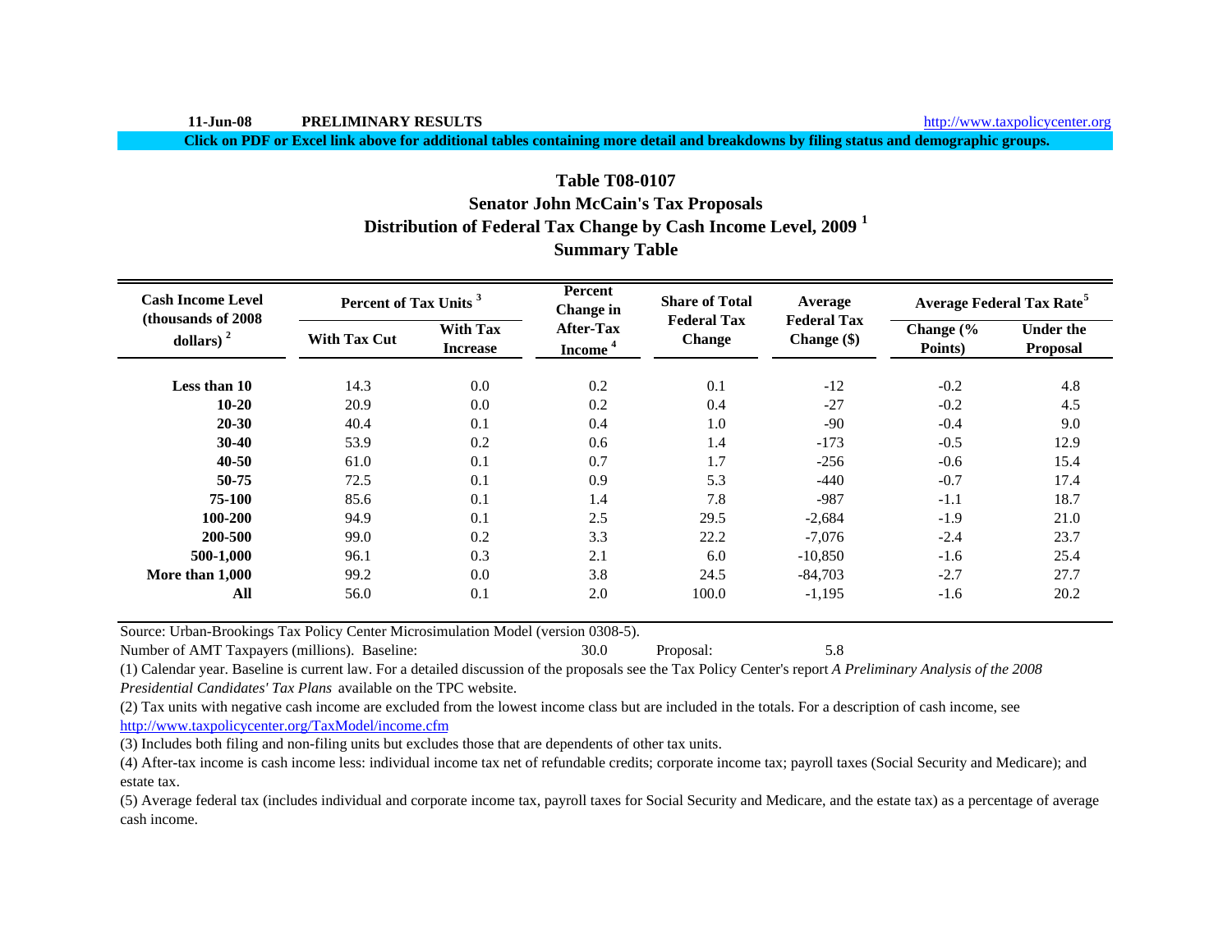11-Jun-08 **PRELIMINARY RESULTS** http://www.taxpolicycenter.org

**Click on PDF or Excel link above for additional tables containing more detail and breakdowns by filing status and demographic groups.**

## Table T08-0107
## Senator John McCain's Tax Proposals
## Distribution of Federal Tax Change by Cash Income Level, 2009 [1]
## Summary Table

| Cash Income Level (thousands of 2008 dollars) [2] | Percent of Tax Units [3] | | Percent Change in After-Tax Income [4] | Share of Total Federal Tax Change | Average Federal Tax Change ($) | Average Federal Tax Rate[5] | |
|---|---|---|---|---|---|---|---|
| | With Tax Cut | With Tax Increase | | | | Change (% Points) | Under the Proposal |
| **Less than 10** | 14.3 | 0.0 | 0.2 | 0.1 | -12 | -0.2 | 4.8 |
| **10-20** | 20.9 | 0.0 | 0.2 | 0.4 | -27 | -0.2 | 4.5 |
| **20-30** | 40.4 | 0.1 | 0.4 | 1.0 | -90 | -0.4 | 9.0 |
| **30-40** | 53.9 | 0.2 | 0.6 | 1.4 | -173 | -0.5 | 12.9 |
| **40-50** | 61.0 | 0.1 | 0.7 | 1.7 | -256 | -0.6 | 15.4 |
| **50-75** | 72.5 | 0.1 | 0.9 | 5.3 | -440 | -0.7 | 17.4 |
| **75-100** | 85.6 | 0.1 | 1.4 | 7.8 | -987 | -1.1 | 18.7 |
| **100-200** | 94.9 | 0.1 | 2.5 | 29.5 | -2,684 | -1.9 | 21.0 |
| **200-500** | 99.0 | 0.2 | 3.3 | 22.2 | -7,076 | -2.4 | 23.7 |
| **500-1,000** | 96.1 | 0.3 | 2.1 | 6.0 | -10,850 | -1.6 | 25.4 |
| **More than 1,000** | 99.2 | 0.0 | 3.8 | 24.5 | -84,703 | -2.7 | 27.7 |
| **All** | 56.0 | 0.1 | 2.0 | 100.0 | -1,195 | -1.6 | 20.2 |

Source: Urban-Brookings Tax Policy Center Microsimulation Model (version 0308-5).

Number of AMT Taxpayers (millions). Baseline: 30.0 Proposal: 5.8

(1) Calendar year. Baseline is current law. For a detailed discussion of the proposals see the Tax Policy Center's report *A Preliminary Analysis of the 2008 Presidential Candidates' Tax Plans* available on the TPC website.

(2) Tax units with negative cash income are excluded from the lowest income class but are included in the totals. For a description of cash income, see http://www.taxpolicycenter.org/TaxModel/income.cfm

(3) Includes both filing and non-filing units but excludes those that are dependents of other tax units.

(4) After-tax income is cash income less: individual income tax net of refundable credits; corporate income tax; payroll taxes (Social Security and Medicare); and estate tax.

(5) Average federal tax (includes individual and corporate income tax, payroll taxes for Social Security and Medicare, and the estate tax) as a percentage of average cash income.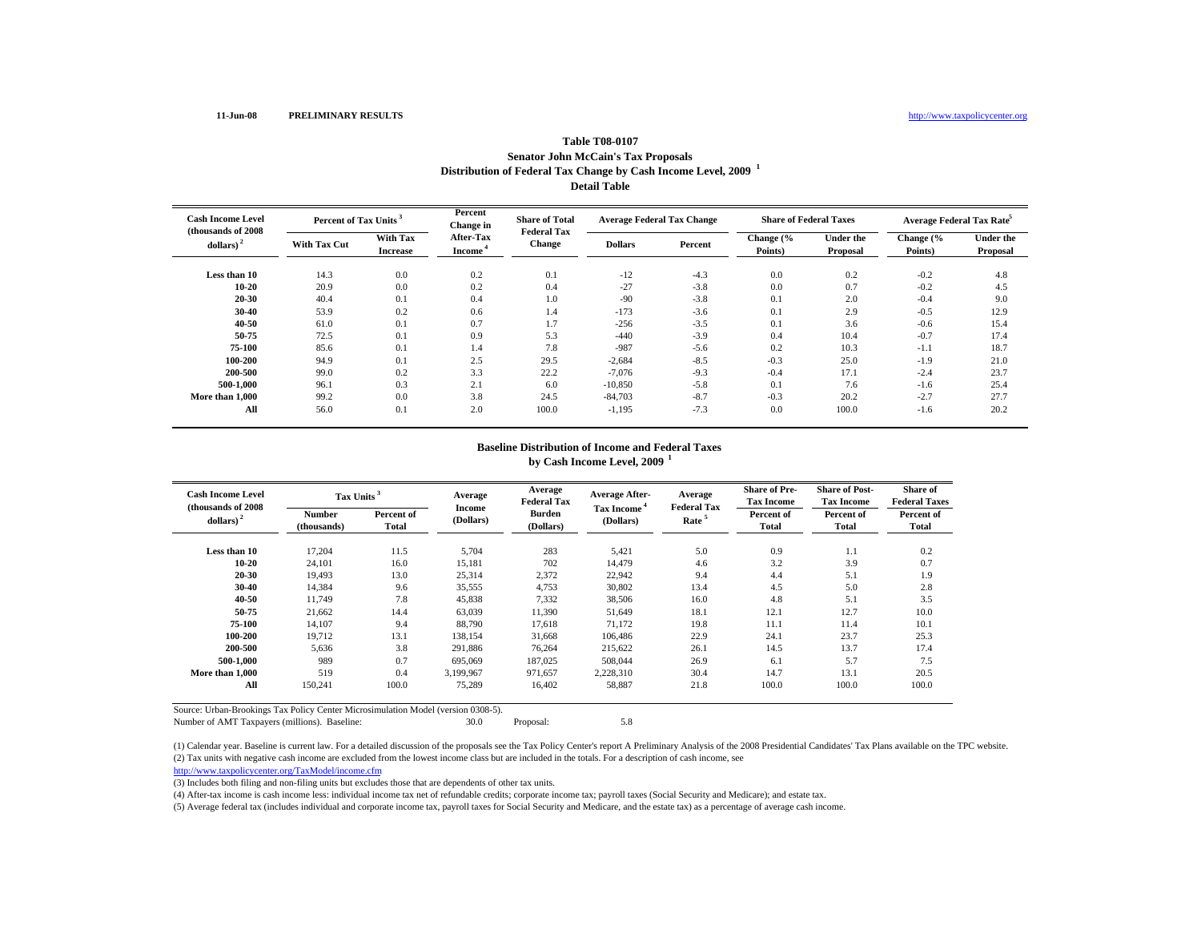11-Jun-08 **PRELIMINARY RESULTS** http://www.taxpolicycenter.org

## Table T08-0107
## Senator John McCain's Tax Proposals
## Distribution of Federal Tax Change by Cash Income Level, 2009 [1]
## Detail Table

| Cash Income Level (thousands of 2008 dollars) [2] | Percent of Tax Units [3] | | Percent Change in After-Tax Income [4] | Share of Total Federal Tax Change | Average Federal Tax Change | | Share of Federal Taxes | | Average Federal Tax Rate [5] | |
|---|---|---|---|---|---|---|---|---|---|---|
| | With Tax Cut | With Tax Increase | | | Dollars | Percent | Change (% Points) | Under the Proposal | Change (% Points) | Under the Proposal |
| Less than 10 | 14.3 | 0.0 | 0.2 | 0.1 | -12 | -4.3 | 0.0 | 0.2 | -0.2 | 4.8 |
| 10-20 | 20.9 | 0.0 | 0.2 | 0.4 | -27 | -3.8 | 0.0 | 0.7 | -0.2 | 4.5 |
| 20-30 | 40.4 | 0.1 | 0.4 | 1.0 | -90 | -3.8 | 0.1 | 2.0 | -0.4 | 9.0 |
| 30-40 | 53.9 | 0.2 | 0.6 | 1.4 | -173 | -3.6 | 0.1 | 2.9 | -0.5 | 12.9 |
| 40-50 | 61.0 | 0.1 | 0.7 | 1.7 | -256 | -3.5 | 0.1 | 3.6 | -0.6 | 15.4 |
| 50-75 | 72.5 | 0.1 | 0.9 | 5.3 | -440 | -3.9 | 0.4 | 10.4 | -0.7 | 17.4 |
| 75-100 | 85.6 | 0.1 | 1.4 | 7.8 | -987 | -5.6 | 0.2 | 10.3 | -1.1 | 18.7 |
| 100-200 | 94.9 | 0.1 | 2.5 | 29.5 | -2,684 | -8.5 | -0.3 | 25.0 | -1.9 | 21.0 |
| 200-500 | 99.0 | 0.2 | 3.3 | 22.2 | -7,076 | -9.3 | -0.4 | 17.1 | -2.4 | 23.7 |
| 500-1,000 | 96.1 | 0.3 | 2.1 | 6.0 | -10,850 | -5.8 | 0.1 | 7.6 | -1.6 | 25.4 |
| More than 1,000 | 99.2 | 0.0 | 3.8 | 24.5 | -84,703 | -8.7 | -0.3 | 20.2 | -2.7 | 27.7 |
| All | 56.0 | 0.1 | 2.0 | 100.0 | -1,195 | -7.3 | 0.0 | 100.0 | -1.6 | 20.2 |

## Baseline Distribution of Income and Federal Taxes by Cash Income Level, 2009 [1]

| Cash Income Level (thousands of 2008 dollars) [2] | Tax Units [3] | | Average Income (Dollars) | Average Federal Tax Burden (Dollars) | Average After-Tax Income [4] (Dollars) | Average Federal Tax Rate [5] | Share of Pre-Tax Income | Share of Post-Tax Income | Share of Federal Taxes |
|---|---|---|---|---|---|---|---|---|---|
| | Number (thousands) | Percent of Total | | | | | Percent of Total | Percent of Total | Percent of Total |
| Less than 10 | 17,204 | 11.5 | 5,704 | 283 | 5,421 | 5.0 | 0.9 | 1.1 | 0.2 |
| 10-20 | 24,101 | 16.0 | 15,181 | 702 | 14,479 | 4.6 | 3.2 | 3.9 | 0.7 |
| 20-30 | 19,493 | 13.0 | 25,314 | 2,372 | 22,942 | 9.4 | 4.4 | 5.1 | 1.9 |
| 30-40 | 14,384 | 9.6 | 35,555 | 4,753 | 30,802 | 13.4 | 4.5 | 5.0 | 2.8 |
| 40-50 | 11,749 | 7.8 | 45,838 | 7,332 | 38,506 | 16.0 | 4.8 | 5.1 | 3.5 |
| 50-75 | 21,662 | 14.4 | 63,039 | 11,390 | 51,649 | 18.1 | 12.1 | 12.7 | 10.0 |
| 75-100 | 14,107 | 9.4 | 88,790 | 17,618 | 71,172 | 19.8 | 11.1 | 11.4 | 10.1 |
| 100-200 | 19,712 | 13.1 | 138,154 | 31,668 | 106,486 | 22.9 | 24.1 | 23.7 | 25.3 |
| 200-500 | 5,636 | 3.8 | 291,886 | 76,264 | 215,622 | 26.1 | 14.5 | 13.7 | 17.4 |
| 500-1,000 | 989 | 0.7 | 695,069 | 187,025 | 508,044 | 26.9 | 6.1 | 5.7 | 7.5 |
| More than 1,000 | 519 | 0.4 | 3,199,967 | 971,657 | 2,228,310 | 30.4 | 14.7 | 13.1 | 20.5 |
| All | 150,241 | 100.0 | 75,289 | 16,402 | 58,887 | 21.8 | 100.0 | 100.0 | 100.0 |

Source: Urban-Brookings Tax Policy Center Microsimulation Model (version 0308-5).
Number of AMT Taxpayers (millions). Baseline: 30.0 Proposal: 5.8

(1) Calendar year. Baseline is current law. For a detailed discussion of the proposals see the Tax Policy Center's report A Preliminary Analysis of the 2008 Presidential Candidates' Tax Plans available on the TPC website.
(2) Tax units with negative cash income are excluded from the lowest income class but are included in the totals. For a description of cash income, see
http://www.taxpolicycenter.org/TaxModel/income.cfm
(3) Includes both filing and non-filing units but excludes those that are dependents of other tax units.
(4) After-tax income is cash income less: individual income tax net of refundable credits; corporate income tax; payroll taxes (Social Security and Medicare); and estate tax.
(5) Average federal tax (includes individual and corporate income tax, payroll taxes for Social Security and Medicare, and the estate tax) as a percentage of average cash income.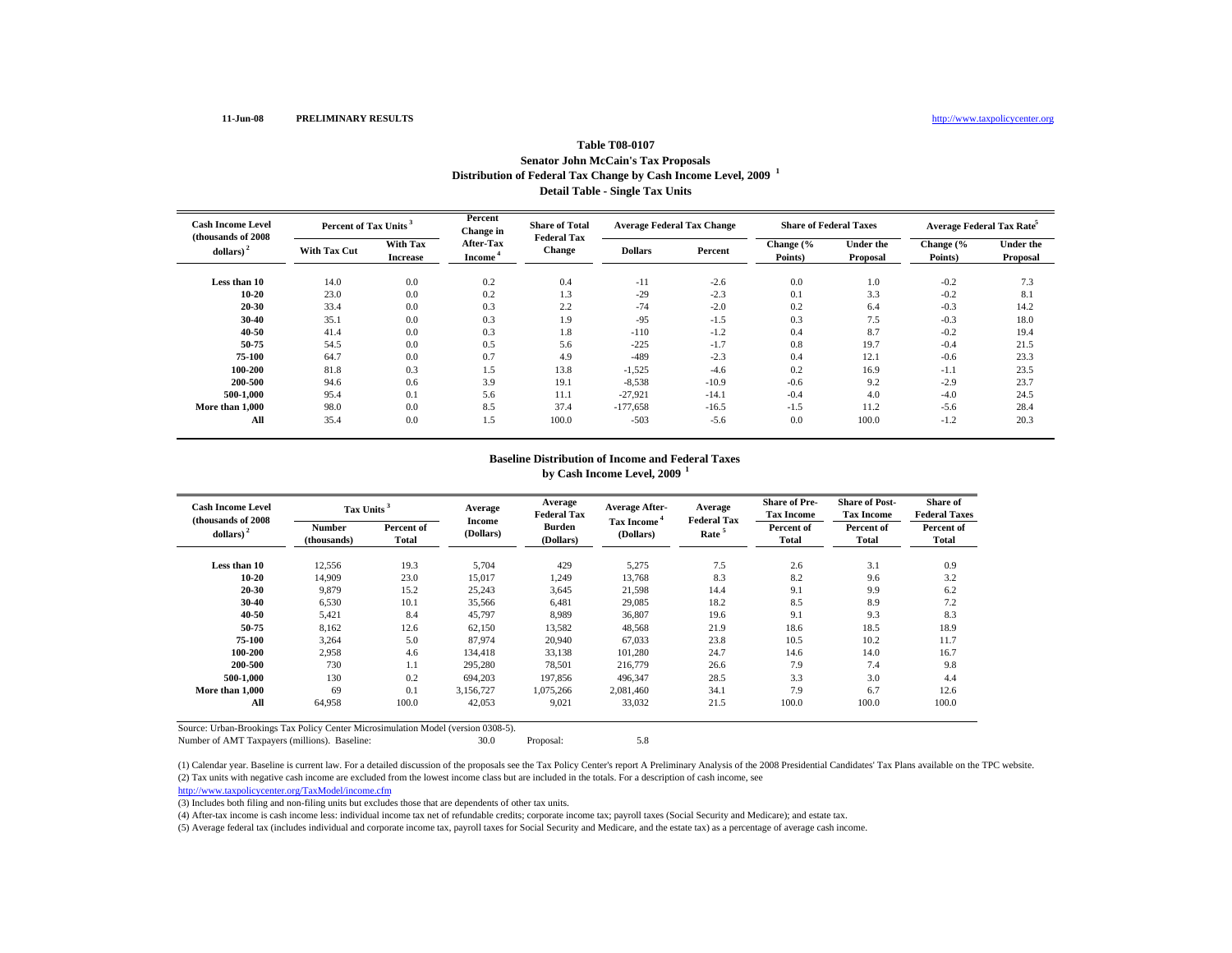11-Jun-08 **PRELIMINARY RESULTS** http://www.taxpolicycenter.org

## Table T08-0107
### Senator John McCain's Tax Proposals
### Distribution of Federal Tax Change by Cash Income Level, 2009 [1]
### Detail Table - Single Tax Units

| Cash Income Level (thousands of 2008 dollars) [2] | Percent of Tax Units [3] | | Percent Change in After-Tax Income [4] | Share of Total Federal Tax Change | Average Federal Tax Change | | Share of Federal Taxes | | Average Federal Tax Rate [5] | |
|---|---|---|---|---|---|---|---|---|---|---|
| | With Tax Cut | With Tax Increase | | | Dollars | Percent | Change (% Points) | Under the Proposal | Change (% Points) | Under the Proposal |
| Less than 10 | 14.0 | 0.0 | 0.2 | 0.4 | -11 | -2.6 | 0.0 | 1.0 | -0.2 | 7.3 |
| 10-20 | 23.0 | 0.0 | 0.2 | 1.3 | -29 | -2.3 | 0.1 | 3.3 | -0.2 | 8.1 |
| 20-30 | 33.4 | 0.0 | 0.3 | 2.2 | -74 | -2.0 | 0.2 | 6.4 | -0.3 | 14.2 |
| 30-40 | 35.1 | 0.0 | 0.3 | 1.9 | -95 | -1.5 | 0.3 | 7.5 | -0.3 | 18.0 |
| 40-50 | 41.4 | 0.0 | 0.3 | 1.8 | -110 | -1.2 | 0.4 | 8.7 | -0.2 | 19.4 |
| 50-75 | 54.5 | 0.0 | 0.5 | 5.6 | -225 | -1.7 | 0.8 | 19.7 | -0.4 | 21.5 |
| 75-100 | 64.7 | 0.0 | 0.7 | 4.9 | -489 | -2.3 | 0.4 | 12.1 | -0.6 | 23.3 |
| 100-200 | 81.8 | 0.3 | 1.5 | 13.8 | -1,525 | -4.6 | 0.2 | 16.9 | -1.1 | 23.5 |
| 200-500 | 94.6 | 0.6 | 3.9 | 19.1 | -8,538 | -10.9 | -0.6 | 9.2 | -2.9 | 23.7 |
| 500-1,000 | 95.4 | 0.1 | 5.6 | 11.1 | -27,921 | -14.1 | -0.4 | 4.0 | -4.0 | 24.5 |
| More than 1,000 | 98.0 | 0.0 | 8.5 | 37.4 | -177,658 | -16.5 | -1.5 | 11.2 | -5.6 | 28.4 |
| All | 35.4 | 0.0 | 1.5 | 100.0 | -503 | -5.6 | 0.0 | 100.0 | -1.2 | 20.3 |

### Baseline Distribution of Income and Federal Taxes by Cash Income Level, 2009 [1]

| Cash Income Level (thousands of 2008 dollars) [2] | Tax Units [3] | | Average Income (Dollars) | Average Federal Tax Burden (Dollars) | Average After-Tax Income [4] (Dollars) | Average Federal Tax Rate [5] | Share of Pre-Tax Income | Share of Post-Tax Income | Share of Federal Taxes |
|---|---|---|---|---|---|---|---|---|---|
| | Number (thousands) | Percent of Total | | | | | Percent of Total | Percent of Total | Percent of Total |
| Less than 10 | 12,556 | 19.3 | 5,704 | 429 | 5,275 | 7.5 | 2.6 | 3.1 | 0.9 |
| 10-20 | 14,909 | 23.0 | 15,017 | 1,249 | 13,768 | 8.3 | 8.2 | 9.6 | 3.2 |
| 20-30 | 9,879 | 15.2 | 25,243 | 3,645 | 21,598 | 14.4 | 9.1 | 9.9 | 6.2 |
| 30-40 | 6,530 | 10.1 | 35,566 | 6,481 | 29,085 | 18.2 | 8.5 | 8.9 | 7.2 |
| 40-50 | 5,421 | 8.4 | 45,797 | 8,989 | 36,807 | 19.6 | 9.1 | 9.3 | 8.3 |
| 50-75 | 8,162 | 12.6 | 62,150 | 13,582 | 48,568 | 21.9 | 18.6 | 18.5 | 18.9 |
| 75-100 | 3,264 | 5.0 | 87,974 | 20,940 | 67,033 | 23.8 | 10.5 | 10.2 | 11.7 |
| 100-200 | 2,958 | 4.6 | 134,418 | 33,138 | 101,280 | 24.7 | 14.6 | 14.0 | 16.7 |
| 200-500 | 730 | 1.1 | 295,280 | 78,501 | 216,779 | 26.6 | 7.9 | 7.4 | 9.8 |
| 500-1,000 | 130 | 0.2 | 694,203 | 197,856 | 496,347 | 28.5 | 3.3 | 3.0 | 4.4 |
| More than 1,000 | 69 | 0.1 | 3,156,727 | 1,075,266 | 2,081,460 | 34.1 | 7.9 | 6.7 | 12.6 |
| All | 64,958 | 100.0 | 42,053 | 9,021 | 33,032 | 21.5 | 100.0 | 100.0 | 100.0 |

Source: Urban-Brookings Tax Policy Center Microsimulation Model (version 0308-5).

Number of AMT Taxpayers (millions). Baseline: 30.0 Proposal: 5.8

(1) Calendar year. Baseline is current law. For a detailed discussion of the proposals see the Tax Policy Center's report A Preliminary Analysis of the 2008 Presidential Candidates' Tax Plans available on the TPC website.

(2) Tax units with negative cash income are excluded from the lowest income class but are included in the totals. For a description of cash income, see http://www.taxpolicycenter.org/TaxModel/income.cfm

(3) Includes both filing and non-filing units but excludes those that are dependents of other tax units.

(4) After-tax income is cash income less: individual income tax net of refundable credits; corporate income tax; payroll taxes (Social Security and Medicare); and estate tax.

(5) Average federal tax (includes individual and corporate income tax, payroll taxes for Social Security and Medicare, and the estate tax) as a percentage of average cash income.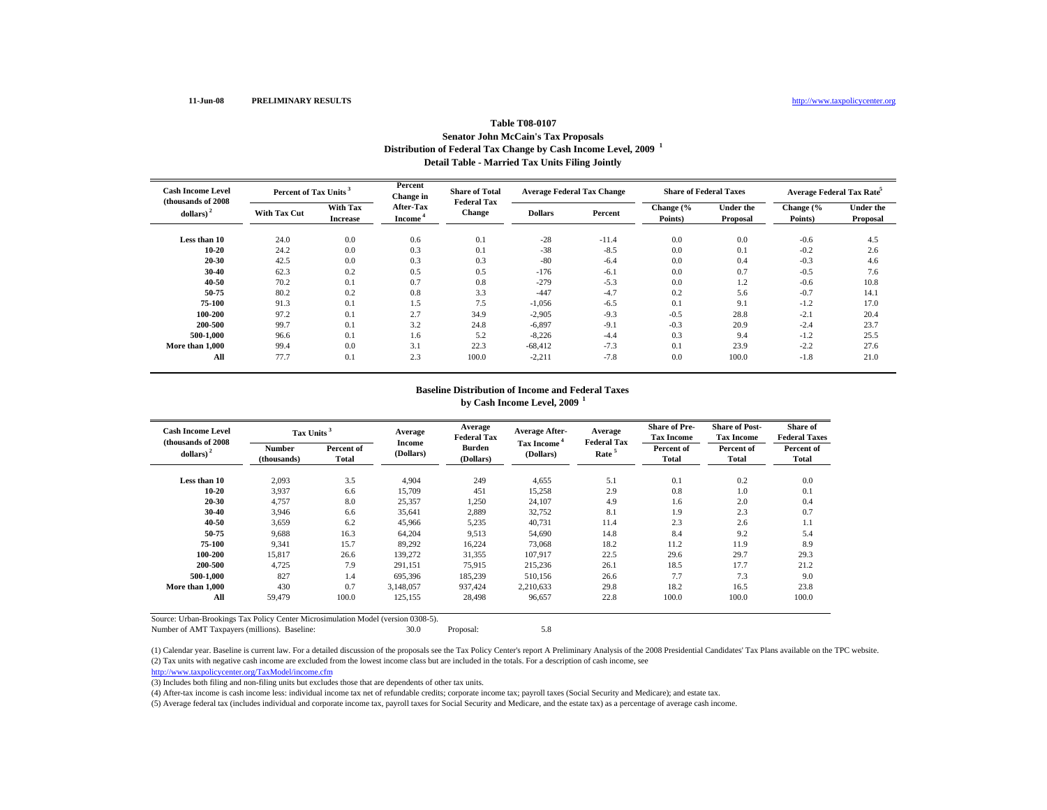11-Jun-08 PRELIMINARY RESULTS http://www.taxpolicycenter.org

# Table T08-0107
## Senator John McCain's Tax Proposals
## Distribution of Federal Tax Change by Cash Income Level, 2009 [1]
## Detail Table - Married Tax Units Filing Jointly

| Cash Income Level (thousands of 2008 dollars) [2] | Percent of Tax Units [3] | | Percent Change in After-Tax Income [4] | Share of Total Federal Tax Change | Average Federal Tax Change | | Share of Federal Taxes | | Average Federal Tax Rate [5] | |
|---|---|---|---|---|---|---|---|---|---|---|
| | With Tax Cut | With Tax Increase | | | Dollars | Percent | Change (% Points) | Under the Proposal | Change (% Points) | Under the Proposal |
| Less than 10 | 24.0 | 0.0 | 0.6 | 0.1 | -28 | -11.4 | 0.0 | 0.0 | -0.6 | 4.5 |
| 10-20 | 24.2 | 0.0 | 0.3 | 0.1 | -38 | -8.5 | 0.0 | 0.1 | -0.2 | 2.6 |
| 20-30 | 42.5 | 0.0 | 0.3 | 0.3 | -80 | -6.4 | 0.0 | 0.4 | -0.3 | 4.6 |
| 30-40 | 62.3 | 0.2 | 0.5 | 0.5 | -176 | -6.1 | 0.0 | 0.7 | -0.5 | 7.6 |
| 40-50 | 70.2 | 0.1 | 0.7 | 0.8 | -279 | -5.3 | 0.0 | 1.2 | -0.6 | 10.8 |
| 50-75 | 80.2 | 0.2 | 0.8 | 3.3 | -447 | -4.7 | 0.2 | 5.6 | -0.7 | 14.1 |
| 75-100 | 91.3 | 0.1 | 1.5 | 7.5 | -1,056 | -6.5 | 0.1 | 9.1 | -1.2 | 17.0 |
| 100-200 | 97.2 | 0.1 | 2.7 | 34.9 | -2,905 | -9.3 | -0.5 | 28.8 | -2.1 | 20.4 |
| 200-500 | 99.7 | 0.1 | 3.2 | 24.8 | -6,897 | -9.1 | -0.3 | 20.9 | -2.4 | 23.7 |
| 500-1,000 | 96.6 | 0.1 | 1.6 | 5.2 | -8,226 | -4.4 | 0.3 | 9.4 | -1.2 | 25.5 |
| More than 1,000 | 99.4 | 0.0 | 3.1 | 22.3 | -68,412 | -7.3 | 0.1 | 23.9 | -2.2 | 27.6 |
| All | 77.7 | 0.1 | 2.3 | 100.0 | -2,211 | -7.8 | 0.0 | 100.0 | -1.8 | 21.0 |

## Baseline Distribution of Income and Federal Taxes by Cash Income Level, 2009 [1]

| Cash Income Level (thousands of 2008 dollars) [2] | Tax Units [3] | | Average Income (Dollars) | Average Federal Tax Burden (Dollars) | Average After-Tax Income [4] (Dollars) | Average Federal Tax Rate [5] | Share of Pre-Tax Income | Share of Post-Tax Income | Share of Federal Taxes |
|---|---|---|---|---|---|---|---|---|---|
| | Number (thousands) | Percent of Total | | | | | Percent of Total | Percent of Total | Percent of Total |
| Less than 10 | 2,093 | 3.5 | 4,904 | 249 | 4,655 | 5.1 | 0.1 | 0.2 | 0.0 |
| 10-20 | 3,937 | 6.6 | 15,709 | 451 | 15,258 | 2.9 | 0.8 | 1.0 | 0.1 |
| 20-30 | 4,757 | 8.0 | 25,357 | 1,250 | 24,107 | 4.9 | 1.6 | 2.0 | 0.4 |
| 30-40 | 3,946 | 6.6 | 35,641 | 2,889 | 32,752 | 8.1 | 1.9 | 2.3 | 0.7 |
| 40-50 | 3,659 | 6.2 | 45,966 | 5,235 | 40,731 | 11.4 | 2.3 | 2.6 | 1.1 |
| 50-75 | 9,688 | 16.3 | 64,204 | 9,513 | 54,690 | 14.8 | 8.4 | 9.2 | 5.4 |
| 75-100 | 9,341 | 15.7 | 89,292 | 16,224 | 73,068 | 18.2 | 11.2 | 11.9 | 8.9 |
| 100-200 | 15,817 | 26.6 | 139,272 | 31,355 | 107,917 | 22.5 | 29.6 | 29.7 | 29.3 |
| 200-500 | 4,725 | 7.9 | 291,151 | 75,915 | 215,236 | 26.1 | 18.5 | 17.7 | 21.2 |
| 500-1,000 | 827 | 1.4 | 695,396 | 185,239 | 510,156 | 26.6 | 7.7 | 7.3 | 9.0 |
| More than 1,000 | 430 | 0.7 | 3,148,057 | 937,424 | 2,210,633 | 29.8 | 18.2 | 16.5 | 23.8 |
| All | 59,479 | 100.0 | 125,155 | 28,498 | 96,657 | 22.8 | 100.0 | 100.0 | 100.0 |

Source: Urban-Brookings Tax Policy Center Microsimulation Model (version 0308-5).

Number of AMT Taxpayers (millions). Baseline: 30.0 Proposal: 5.8

(1) Calendar year. Baseline is current law. For a detailed discussion of the proposals see the Tax Policy Center's report A Preliminary Analysis of the 2008 Presidential Candidates' Tax Plans available on the TPC website.

(2) Tax units with negative cash income are excluded from the lowest income class but are included in the totals. For a description of cash income, see http://www.taxpolicycenter.org/TaxModel/income.cfm

(3) Includes both filing and non-filing units but excludes those that are dependents of other tax units.

(4) After-tax income is cash income less: individual income tax net of refundable credits; corporate income tax; payroll taxes (Social Security and Medicare); and estate tax.

(5) Average federal tax (includes individual and corporate income tax, payroll taxes for Social Security and Medicare, and the estate tax) as a percentage of average cash income.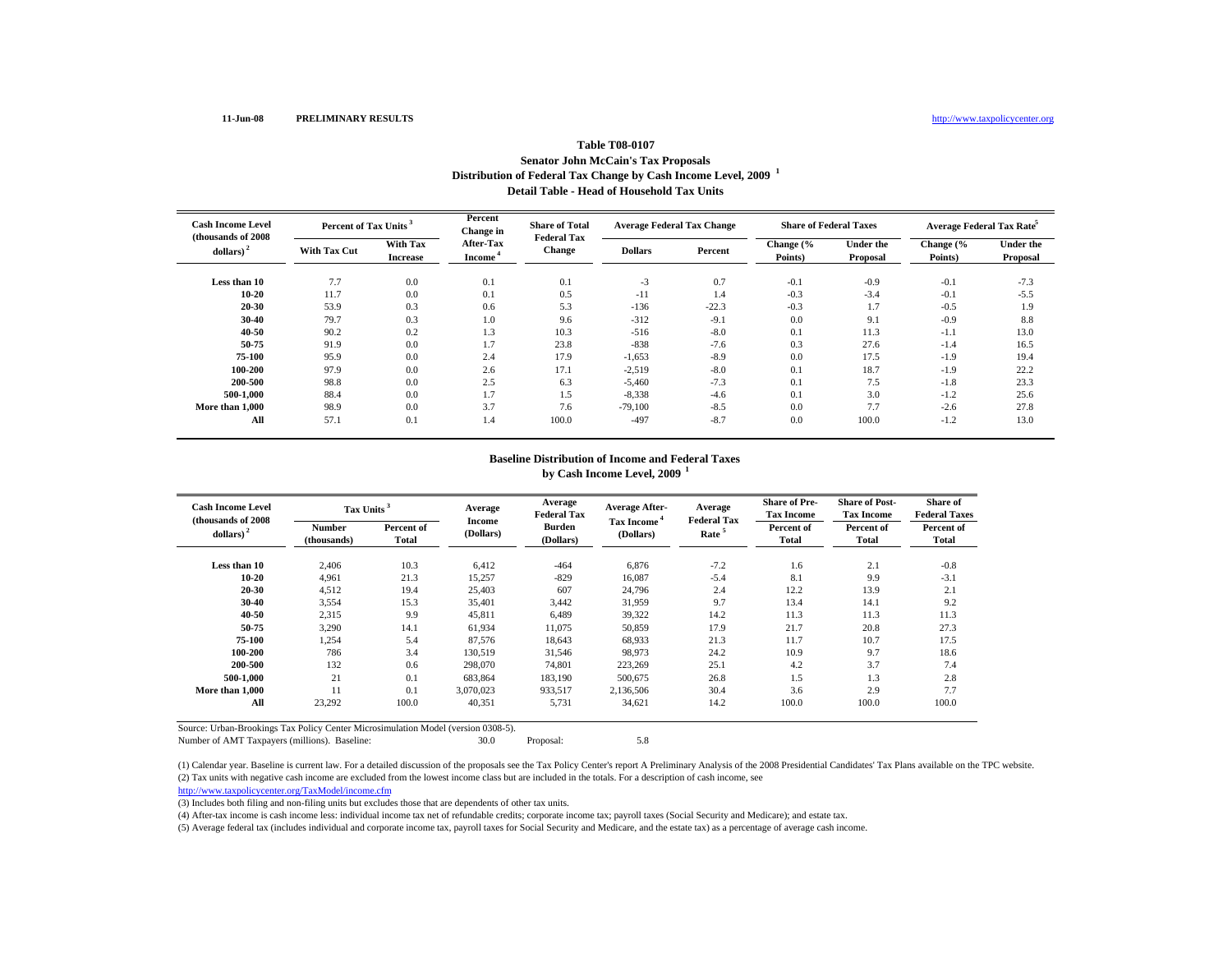11-Jun-08 **PRELIMINARY RESULTS** http://www.taxpolicycenter.org

### Table T08-0107
### Senator John McCain's Tax Proposals
### Distribution of Federal Tax Change by Cash Income Level, 2009 [1]
### Detail Table - Head of Household Tax Units

| Cash Income Level (thousands of 2008 dollars) [2] | Percent of Tax Units [3] | | Percent Change in After-Tax Income [4] | Share of Total Federal Tax Change | Average Federal Tax Change | | Share of Federal Taxes | | Average Federal Tax Rate[5] | |
|---|---|---|---|---|---|---|---|---|---|---|
| | With Tax Cut | With Tax Increase | | | Dollars | Percent | Change (% Points) | Under the Proposal | Change (% Points) | Under the Proposal |
| **Less than 10** | 7.7 | 0.0 | 0.1 | 0.1 | -3 | 0.7 | -0.1 | -0.9 | -0.1 | -7.3 |
| **10-20** | 11.7 | 0.0 | 0.1 | 0.5 | -11 | 1.4 | -0.3 | -3.4 | -0.1 | -5.5 |
| **20-30** | 53.9 | 0.3 | 0.6 | 5.3 | -136 | -22.3 | -0.3 | 1.7 | -0.5 | 1.9 |
| **30-40** | 79.7 | 0.3 | 1.0 | 9.6 | -312 | -9.1 | 0.0 | 9.1 | -0.9 | 8.8 |
| **40-50** | 90.2 | 0.2 | 1.3 | 10.3 | -516 | -8.0 | 0.1 | 11.3 | -1.1 | 13.0 |
| **50-75** | 91.9 | 0.0 | 1.7 | 23.8 | -838 | -7.6 | 0.3 | 27.6 | -1.4 | 16.5 |
| **75-100** | 95.9 | 0.0 | 2.4 | 17.9 | -1,653 | -8.9 | 0.0 | 17.5 | -1.9 | 19.4 |
| **100-200** | 97.9 | 0.0 | 2.6 | 17.1 | -2,519 | -8.0 | 0.1 | 18.7 | -1.9 | 22.2 |
| **200-500** | 98.8 | 0.0 | 2.5 | 6.3 | -5,460 | -7.3 | 0.1 | 7.5 | -1.8 | 23.3 |
| **500-1,000** | 88.4 | 0.0 | 1.7 | 1.5 | -8,338 | -4.6 | 0.1 | 3.0 | -1.2 | 25.6 |
| **More than 1,000** | 98.9 | 0.0 | 3.7 | 7.6 | -79,100 | -8.5 | 0.0 | 7.7 | -2.6 | 27.8 |
| **All** | 57.1 | 0.1 | 1.4 | 100.0 | -497 | -8.7 | 0.0 | 100.0 | -1.2 | 13.0 |

### Baseline Distribution of Income and Federal Taxes
### by Cash Income Level, 2009 [1]

| Cash Income Level (thousands of 2008 dollars) [2] | Tax Units [3] | | Average Income (Dollars) | Average Federal Tax Burden (Dollars) | Average After-Tax Income [4] (Dollars) | Average Federal Tax Rate [5] | Share of Pre-Tax Income | Share of Post-Tax Income | Share of Federal Taxes |
|---|---|---|---|---|---|---|---|---|---|
| | Number (thousands) | Percent of Total | | | | | Percent of Total | Percent of Total | Percent of Total |
| **Less than 10** | 2,406 | 10.3 | 6,412 | -464 | 6,876 | -7.2 | 1.6 | 2.1 | -0.8 |
| **10-20** | 4,961 | 21.3 | 15,257 | -829 | 16,087 | -5.4 | 8.1 | 9.9 | -3.1 |
| **20-30** | 4,512 | 19.4 | 25,403 | 607 | 24,796 | 2.4 | 12.2 | 13.9 | 2.1 |
| **30-40** | 3,554 | 15.3 | 35,401 | 3,442 | 31,959 | 9.7 | 13.4 | 14.1 | 9.2 |
| **40-50** | 2,315 | 9.9 | 45,811 | 6,489 | 39,322 | 14.2 | 11.3 | 11.3 | 11.3 |
| **50-75** | 3,290 | 14.1 | 61,934 | 11,075 | 50,859 | 17.9 | 21.7 | 20.8 | 27.3 |
| **75-100** | 1,254 | 5.4 | 87,576 | 18,643 | 68,933 | 21.3 | 11.7 | 10.7 | 17.5 |
| **100-200** | 786 | 3.4 | 130,519 | 31,546 | 98,973 | 24.2 | 10.9 | 9.7 | 18.6 |
| **200-500** | 132 | 0.6 | 298,070 | 74,801 | 223,269 | 25.1 | 4.2 | 3.7 | 7.4 |
| **500-1,000** | 21 | 0.1 | 683,864 | 183,190 | 500,675 | 26.8 | 1.5 | 1.3 | 2.8 |
| **More than 1,000** | 11 | 0.1 | 3,070,023 | 933,517 | 2,136,506 | 30.4 | 3.6 | 2.9 | 7.7 |
| **All** | 23,292 | 100.0 | 40,351 | 5,731 | 34,621 | 14.2 | 100.0 | 100.0 | 100.0 |

Source: Urban-Brookings Tax Policy Center Microsimulation Model (version 0308-5).

Number of AMT Taxpayers (millions). Baseline: 30.0 Proposal: 5.8

(1) Calendar year. Baseline is current law. For a detailed discussion of the proposals see the Tax Policy Center's report A Preliminary Analysis of the 2008 Presidential Candidates' Tax Plans available on the TPC website.

(2) Tax units with negative cash income are excluded from the lowest income class but are included in the totals. For a description of cash income, see http://www.taxpolicycenter.org/TaxModel/income.cfm

(3) Includes both filing and non-filing units but excludes those that are dependents of other tax units.

(4) After-tax income is cash income less: individual income tax net of refundable credits; corporate income tax; payroll taxes (Social Security and Medicare); and estate tax.

(5) Average federal tax (includes individual and corporate income tax, payroll taxes for Social Security and Medicare, and the estate tax) as a percentage of average cash income.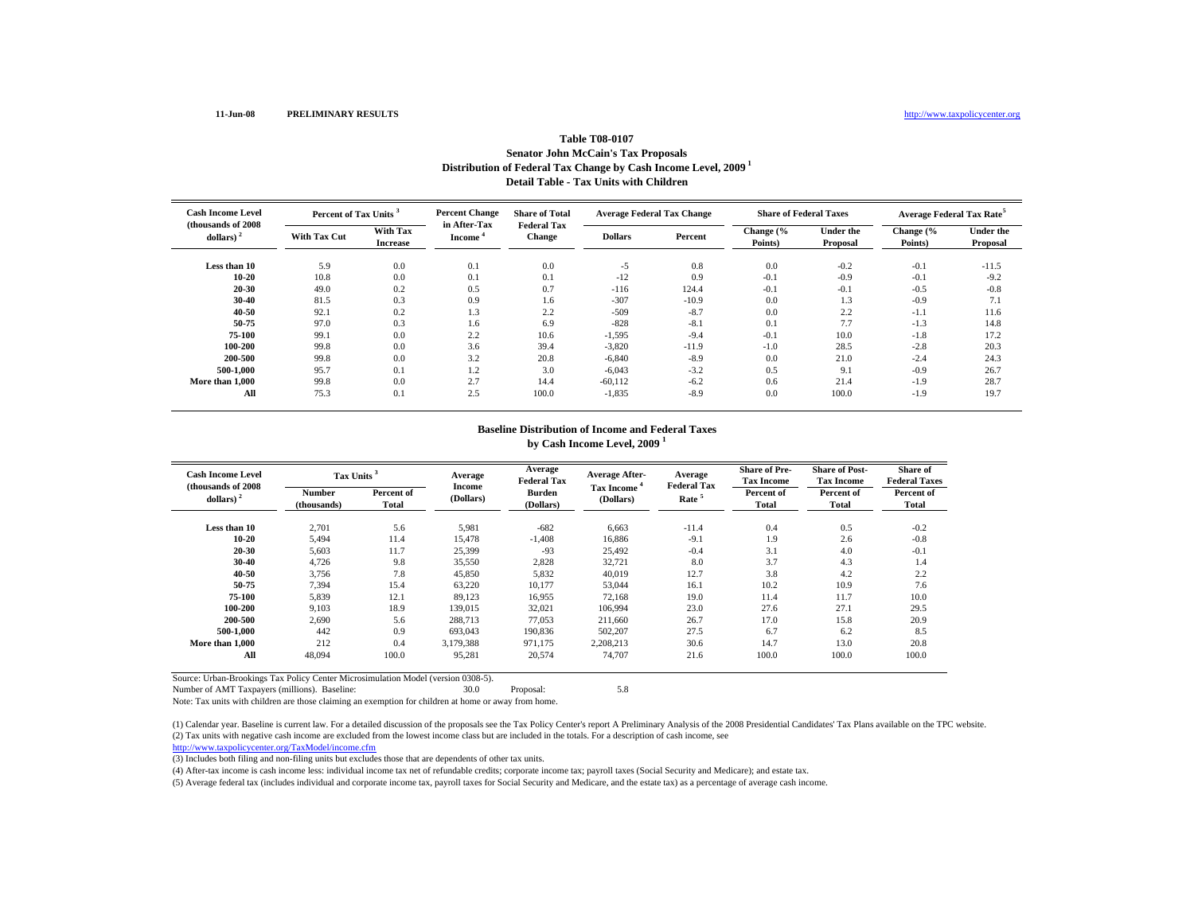11-Jun-08 PRELIMINARY RESULTS http://www.taxpolicycenter.org

## Table T08-0107
## Senator John McCain's Tax Proposals
## Distribution of Federal Tax Change by Cash Income Level, 2009 [1]
## Detail Table - Tax Units with Children

| Cash Income Level (thousands of 2008 dollars) [2] | Percent of Tax Units [3] | | Percent Change in After-Tax Income [4] | Share of Total Federal Tax Change | Average Federal Tax Change | | Share of Federal Taxes | | Average Federal Tax Rate [5] | |
|---|---|---|---|---|---|---|---|---|---|---|
| | With Tax Cut | With Tax Increase | | | Dollars | Percent | Change (% Points) | Under the Proposal | Change (% Points) | Under the Proposal |
| Less than 10 | 5.9 | 0.0 | 0.1 | 0.0 | -5 | 0.8 | 0.0 | -0.2 | -0.1 | -11.5 |
| 10-20 | 10.8 | 0.0 | 0.1 | 0.1 | -12 | 0.9 | -0.1 | -0.9 | -0.1 | -9.2 |
| 20-30 | 49.0 | 0.2 | 0.5 | 0.7 | -116 | 124.4 | -0.1 | -0.1 | -0.5 | -0.8 |
| 30-40 | 81.5 | 0.3 | 0.9 | 1.6 | -307 | -10.9 | 0.0 | 1.3 | -0.9 | 7.1 |
| 40-50 | 92.1 | 0.2 | 1.3 | 2.2 | -509 | -8.7 | 0.0 | 2.2 | -1.1 | 11.6 |
| 50-75 | 97.0 | 0.3 | 1.6 | 6.9 | -828 | -8.1 | 0.1 | 7.7 | -1.3 | 14.8 |
| 75-100 | 99.1 | 0.0 | 2.2 | 10.6 | -1,595 | -9.4 | -0.1 | 10.0 | -1.8 | 17.2 |
| 100-200 | 99.8 | 0.0 | 3.6 | 39.4 | -3,820 | -11.9 | -1.0 | 28.5 | -2.8 | 20.3 |
| 200-500 | 99.8 | 0.0 | 3.2 | 20.8 | -6,840 | -8.9 | 0.0 | 21.0 | -2.4 | 24.3 |
| 500-1,000 | 95.7 | 0.1 | 1.2 | 3.0 | -6,043 | -3.2 | 0.5 | 9.1 | -0.9 | 26.7 |
| More than 1,000 | 99.8 | 0.0 | 2.7 | 14.4 | -60,112 | -6.2 | 0.6 | 21.4 | -1.9 | 28.7 |
| All | 75.3 | 0.1 | 2.5 | 100.0 | -1,835 | -8.9 | 0.0 | 100.0 | -1.9 | 19.7 |

## Baseline Distribution of Income and Federal Taxes
## by Cash Income Level, 2009 [1]

| Cash Income Level (thousands of 2008 dollars) [2] | Tax Units [3] | | Average Income (Dollars) | Average Federal Tax Burden (Dollars) | Average After-Tax Income [4] (Dollars) | Average Federal Tax Rate [5] | Share of Pre-Tax Income Percent of Total | Share of Post-Tax Income Percent of Total | Share of Federal Taxes Percent of Total |
|---|---|---|---|---|---|---|---|---|---|
| | Number (thousands) | Percent of Total | | | | | | | |
| Less than 10 | 2,701 | 5.6 | 5,981 | -682 | 6,663 | -11.4 | 0.4 | 0.5 | -0.2 |
| 10-20 | 5,494 | 11.4 | 15,478 | -1,408 | 16,886 | -9.1 | 1.9 | 2.6 | -0.8 |
| 20-30 | 5,603 | 11.7 | 25,399 | -93 | 25,492 | -0.4 | 3.1 | 4.0 | -0.1 |
| 30-40 | 4,726 | 9.8 | 35,550 | 2,828 | 32,721 | 8.0 | 3.7 | 4.3 | 1.4 |
| 40-50 | 3,756 | 7.8 | 45,850 | 5,832 | 40,019 | 12.7 | 3.8 | 4.2 | 2.2 |
| 50-75 | 7,394 | 15.4 | 63,220 | 10,177 | 53,044 | 16.1 | 10.2 | 10.9 | 7.6 |
| 75-100 | 5,839 | 12.1 | 89,123 | 16,955 | 72,168 | 19.0 | 11.4 | 11.7 | 10.0 |
| 100-200 | 9,103 | 18.9 | 139,015 | 32,021 | 106,994 | 23.0 | 27.6 | 27.1 | 29.5 |
| 200-500 | 2,690 | 5.6 | 288,713 | 77,053 | 211,660 | 26.7 | 17.0 | 15.8 | 20.9 |
| 500-1,000 | 442 | 0.9 | 693,043 | 190,836 | 502,207 | 27.5 | 6.7 | 6.2 | 8.5 |
| More than 1,000 | 212 | 0.4 | 3,179,388 | 971,175 | 2,208,213 | 30.6 | 14.7 | 13.0 | 20.8 |
| All | 48,094 | 100.0 | 95,281 | 20,574 | 74,707 | 21.6 | 100.0 | 100.0 | 100.0 |

Source: Urban-Brookings Tax Policy Center Microsimulation Model (version 0308-5).

Number of AMT Taxpayers (millions). Baseline: 30.0 Proposal: 5.8

Note: Tax units with children are those claiming an exemption for children at home or away from home.

(1) Calendar year. Baseline is current law. For a detailed discussion of the proposals see the Tax Policy Center's report A Preliminary Analysis of the 2008 Presidential Candidates' Tax Plans available on the TPC website.

(2) Tax units with negative cash income are excluded from the lowest income class but are included in the totals. For a description of cash income, see http://www.taxpolicycenter.org/TaxModel/income.cfm

(3) Includes both filing and non-filing units but excludes those that are dependents of other tax units.

(4) After-tax income is cash income less: individual income tax net of refundable credits; corporate income tax; payroll taxes (Social Security and Medicare); and estate tax.

(5) Average federal tax (includes individual and corporate income tax, payroll taxes for Social Security and Medicare, and the estate tax) as a percentage of average cash income.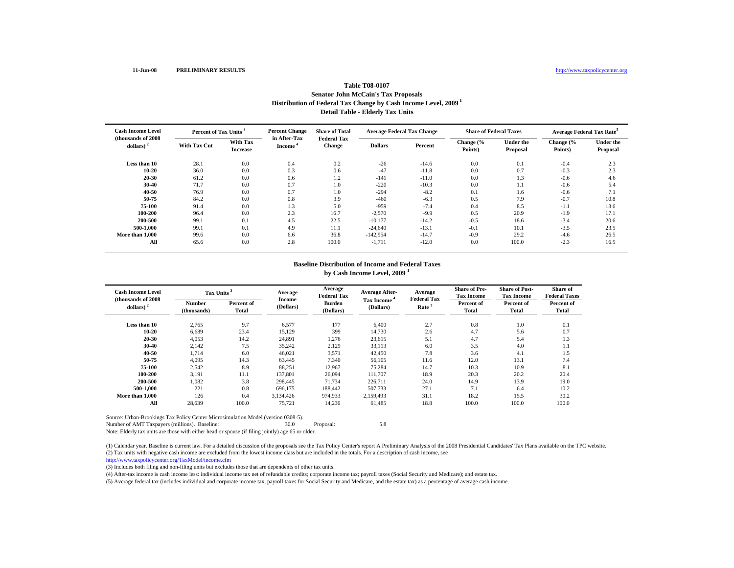11-Jun-08 **PRELIMINARY RESULTS** http://www.taxpolicycenter.org

### Table T08-0107
### Senator John McCain's Tax Proposals
### Distribution of Federal Tax Change by Cash Income Level, 2009 [1]
### Detail Table - Elderly Tax Units

| Cash Income Level (thousands of 2008 dollars) [2] | Percent of Tax Units [3] | | Percent Change in After-Tax Income [4] | Share of Total Federal Tax Change | Average Federal Tax Change | | Share of Federal Taxes | | Average Federal Tax Rate [5] | |
|---|---|---|---|---|---|---|---|---|---|---|
| | With Tax Cut | With Tax Increase | | | Dollars | Percent | Change (% Points) | Under the Proposal | Change (% Points) | Under the Proposal |
| **Less than 10** | 28.1 | 0.0 | 0.4 | 0.2 | -26 | -14.6 | 0.0 | 0.1 | -0.4 | 2.3 |
| **10-20** | 36.0 | 0.0 | 0.3 | 0.6 | -47 | -11.8 | 0.0 | 0.7 | -0.3 | 2.3 |
| **20-30** | 61.2 | 0.0 | 0.6 | 1.2 | -141 | -11.0 | 0.0 | 1.3 | -0.6 | 4.6 |
| **30-40** | 71.7 | 0.0 | 0.7 | 1.0 | -220 | -10.3 | 0.0 | 1.1 | -0.6 | 5.4 |
| **40-50** | 76.9 | 0.0 | 0.7 | 1.0 | -294 | -8.2 | 0.1 | 1.6 | -0.6 | 7.1 |
| **50-75** | 84.2 | 0.0 | 0.8 | 3.9 | -460 | -6.3 | 0.5 | 7.9 | -0.7 | 10.8 |
| **75-100** | 91.4 | 0.0 | 1.3 | 5.0 | -959 | -7.4 | 0.4 | 8.5 | -1.1 | 13.6 |
| **100-200** | 96.4 | 0.0 | 2.3 | 16.7 | -2,570 | -9.9 | 0.5 | 20.9 | -1.9 | 17.1 |
| **200-500** | 99.1 | 0.1 | 4.5 | 22.5 | -10,177 | -14.2 | -0.5 | 18.6 | -3.4 | 20.6 |
| **500-1,000** | 99.1 | 0.1 | 4.9 | 11.1 | -24,640 | -13.1 | -0.1 | 10.1 | -3.5 | 23.5 |
| **More than 1,000** | 99.6 | 0.0 | 6.6 | 36.8 | -142,954 | -14.7 | -0.9 | 29.2 | -4.6 | 26.5 |
| **All** | 65.6 | 0.0 | 2.8 | 100.0 | -1,711 | -12.0 | 0.0 | 100.0 | -2.3 | 16.5 |

### Baseline Distribution of Income and Federal Taxes
### by Cash Income Level, 2009 [1]

| Cash Income Level (thousands of 2008 dollars) [2] | Tax Units [3] | | Average Income (Dollars) | Average Federal Tax Burden (Dollars) | Average After-Tax Income [4] (Dollars) | Average Federal Tax Rate [5] | Share of Pre-Tax Income | Share of Post-Tax Income | Share of Federal Taxes |
|---|---|---|---|---|---|---|---|---|---|
| | Number (thousands) | Percent of Total | | | | | Percent of Total | Percent of Total | Percent of Total |
| **Less than 10** | 2,765 | 9.7 | 6,577 | 177 | 6,400 | 2.7 | 0.8 | 1.0 | 0.1 |
| **10-20** | 6,689 | 23.4 | 15,129 | 399 | 14,730 | 2.6 | 4.7 | 5.6 | 0.7 |
| **20-30** | 4,053 | 14.2 | 24,891 | 1,276 | 23,615 | 5.1 | 4.7 | 5.4 | 1.3 |
| **30-40** | 2,142 | 7.5 | 35,242 | 2,129 | 33,113 | 6.0 | 3.5 | 4.0 | 1.1 |
| **40-50** | 1,714 | 6.0 | 46,021 | 3,571 | 42,450 | 7.8 | 3.6 | 4.1 | 1.5 |
| **50-75** | 4,095 | 14.3 | 63,445 | 7,340 | 56,105 | 11.6 | 12.0 | 13.1 | 7.4 |
| **75-100** | 2,542 | 8.9 | 88,251 | 12,967 | 75,284 | 14.7 | 10.3 | 10.9 | 8.1 |
| **100-200** | 3,191 | 11.1 | 137,801 | 26,094 | 111,707 | 18.9 | 20.3 | 20.2 | 20.4 |
| **200-500** | 1,082 | 3.8 | 298,445 | 71,734 | 226,711 | 24.0 | 14.9 | 13.9 | 19.0 |
| **500-1,000** | 221 | 0.8 | 696,175 | 188,442 | 507,733 | 27.1 | 7.1 | 6.4 | 10.2 |
| **More than 1,000** | 126 | 0.4 | 3,134,426 | 974,933 | 2,159,493 | 31.1 | 18.2 | 15.5 | 30.2 |
| **All** | 28,639 | 100.0 | 75,721 | 14,236 | 61,485 | 18.8 | 100.0 | 100.0 | 100.0 |

Source: Urban-Brookings Tax Policy Center Microsimulation Model (version 0308-5).

Number of AMT Taxpayers (millions). Baseline: 30.0 Proposal: 5.8

Note: Elderly tax units are those with either head or spouse (if filing jointly) age 65 or older.

(1) Calendar year. Baseline is current law. For a detailed discussion of the proposals see the Tax Policy Center's report A Preliminary Analysis of the 2008 Presidential Candidates' Tax Plans available on the TPC website.

(2) Tax units with negative cash income are excluded from the lowest income class but are included in the totals. For a description of cash income, see http://www.taxpolicycenter.org/TaxModel/income.cfm

(3) Includes both filing and non-filing units but excludes those that are dependents of other tax units.

(4) After-tax income is cash income less: individual income tax net of refundable credits; corporate income tax; payroll taxes (Social Security and Medicare); and estate tax.

(5) Average federal tax (includes individual and corporate income tax, payroll taxes for Social Security and Medicare, and the estate tax) as a percentage of average cash income.